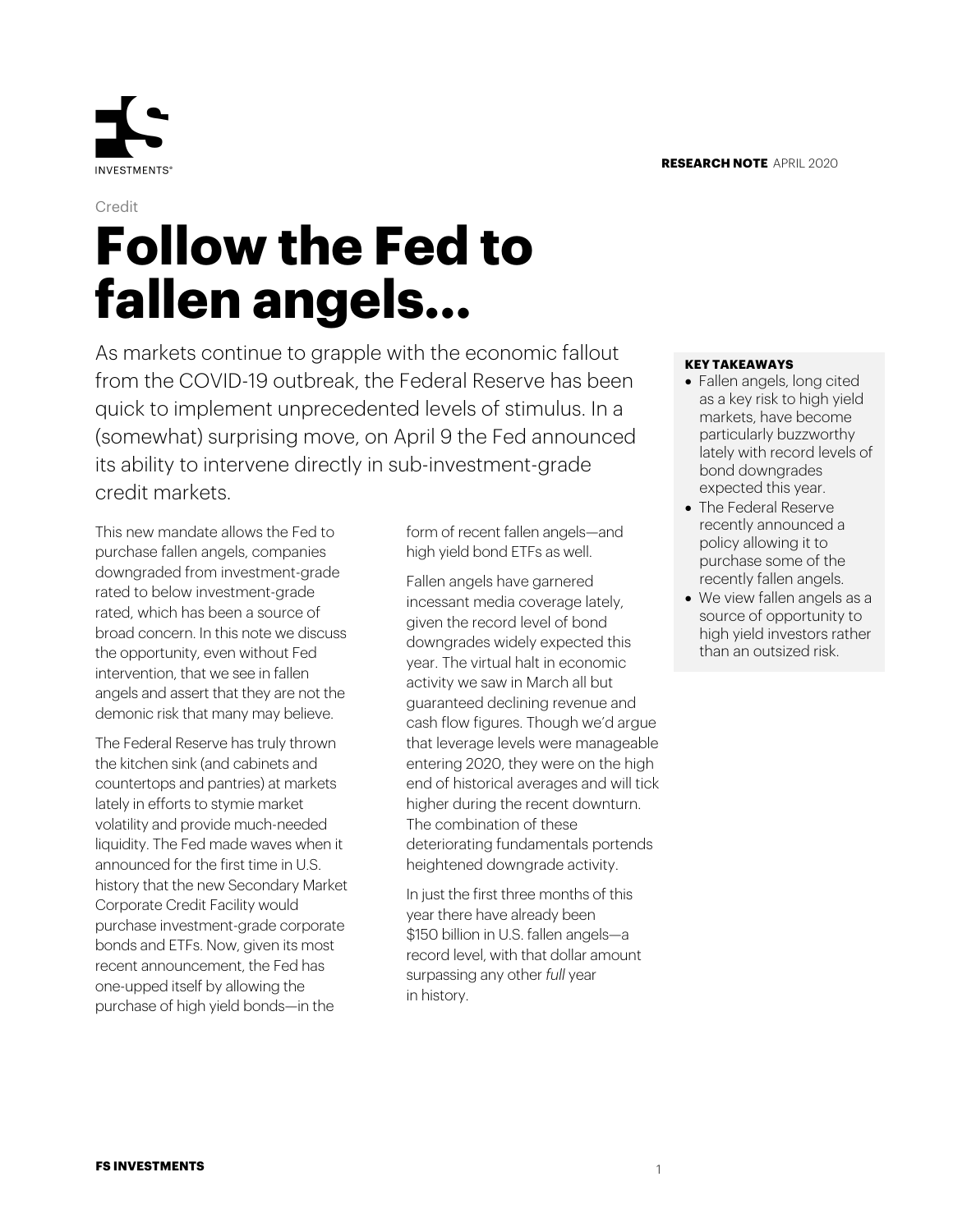RESEARCH NOTE APRIL 2020

Credit

# Follow the Fed to fallen angels...

As markets continue to grapple with the economic fallout from the COVID-19 outbreak, the Federal Reserve has been quick to implement unprecedented levels of stimulus. In a (somewhat) surprising move, on April 9 the Fed announced its ability to intervene directly in sub-investment-grade credit markets.

**KEY TAKEAWAYS**

- Fallen angels, long cited as a key risk to high yield markets, have become particularly buzzworthy lately with record levels of bond downgrades expected this year.
- The Federal Reserve recently announced a policy allowing it to purchase some of the recently fallen angels.
- We view fallen angels as a source of opportunity to high yield investors rather than an outsized risk.

This new mandate allows the Fed to purchase fallen angels, companies downgraded from investment-grade rated to below investment-grade rated, which has been a source of broad concern. In this note we discuss the opportunity, even without Fed intervention, that we see in fallen angels and assert that they are not the demonic risk that many may believe.

The Federal Reserve has truly thrown the kitchen sink (and cabinets and countertops and pantries) at markets lately in efforts to stymie market volatility and provide much-needed liquidity. The Fed made waves when it announced for the first time in U.S. history that the new Secondary Market Corporate Credit Facility would purchase investment-grade corporate bonds and ETFs. Now, given its most recent announcement, the Fed has one-upped itself by allowing the purchase of high yield bonds—in the form of recent fallen angels—and high yield bond ETFs as well.

Fallen angels have garnered incessant media coverage lately, given the record level of bond downgrades widely expected this year. The virtual halt in economic activity we saw in March all but guaranteed declining revenue and cash flow figures. Though we'd argue that leverage levels were manageable entering 2020, they were on the high end of historical averages and will tick higher during the recent downturn. The combination of these deteriorating fundamentals portends heightened downgrade activity.

In just the first three months of this year there have already been $150 billion in U.S. fallen angels—a record level, with that dollar amount surpassing any other *full* year in history.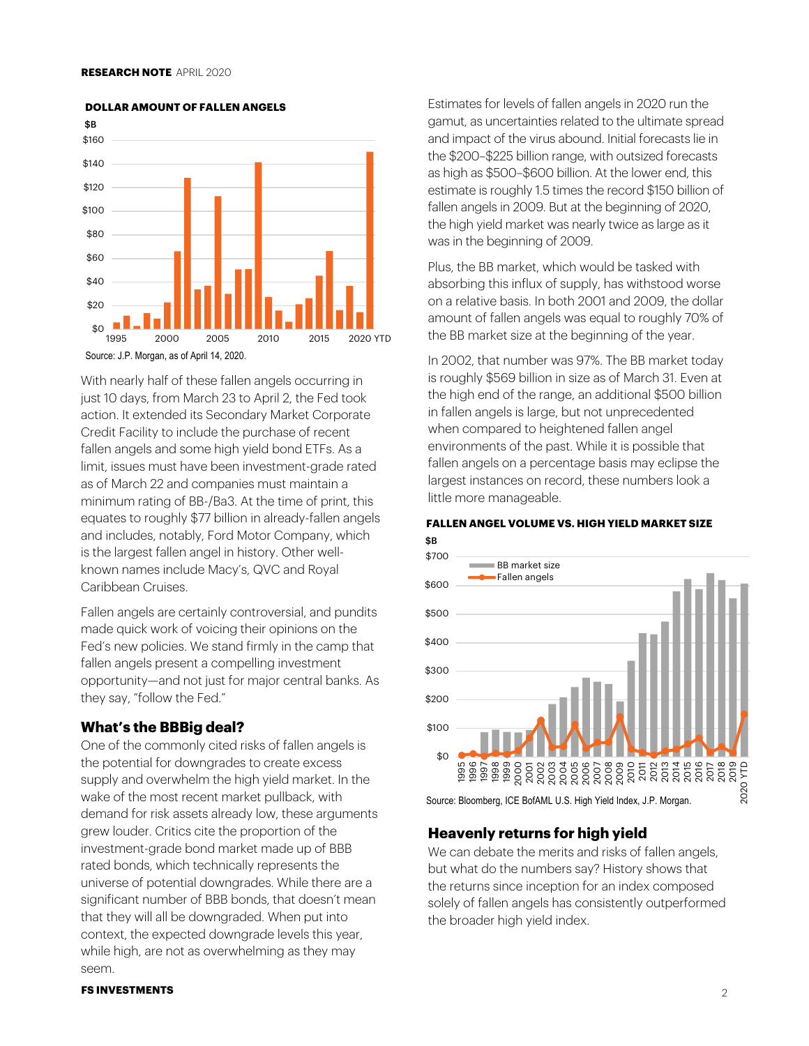**DOLLAR AMOUNT OF FALLEN ANGELS**

Source: J.P. Morgan, as of April 14, 2020.

With nearly half of these fallen angels occurring in just 10 days, from March 23 to April 2, the Fed took action. It extended its Secondary Market Corporate Credit Facility to include the purchase of recent fallen angels and some high yield bond ETFs. As a limit, issues must have been investment-grade rated as of March 22 and companies must maintain a minimum rating of BB-/Ba3. At the time of print, this equates to roughly $77 billion in already-fallen angels and includes, notably, Ford Motor Company, which is the largest fallen angel in history. Other well-known names include Macy's, QVC and Royal Caribbean Cruises.

Fallen angels are certainly controversial, and pundits made quick work of voicing their opinions on the Fed's new policies. We stand firmly in the camp that fallen angels present a compelling investment opportunity—and not just for major central banks. As they say, "follow the Fed."

## What's the BBBig deal?

One of the commonly cited risks of fallen angels is the potential for downgrades to create excess supply and overwhelm the high yield market. In the wake of the most recent market pullback, with demand for risk assets already low, these arguments grew louder. Critics cite the proportion of the investment-grade bond market made up of BBB rated bonds, which technically represents the universe of potential downgrades. While there are a significant number of BBB bonds, that doesn't mean that they will all be downgraded. When put into context, the expected downgrade levels this year, while high, are not as overwhelming as they may seem.

Estimates for levels of fallen angels in 2020 run the gamut, as uncertainties related to the ultimate spread and impact of the virus abound. Initial forecasts lie in the $200–$225 billion range, with outsized forecasts as high as $500–$600 billion. At the lower end, this estimate is roughly 1.5 times the record $150 billion of fallen angels in 2009. But at the beginning of 2020, the high yield market was nearly twice as large as it was in the beginning of 2009.

Plus, the BB market, which would be tasked with absorbing this influx of supply, has withstood worse on a relative basis. In both 2001 and 2009, the dollar amount of fallen angels was equal to roughly 70% of the BB market size at the beginning of the year.

In 2002, that number was 97%. The BB market today is roughly $569 billion in size as of March 31. Even at the high end of the range, an additional $500 billion in fallen angels is large, but not unprecedented when compared to heightened fallen angel environments of the past. While it is possible that fallen angels on a percentage basis may eclipse the largest instances on record, these numbers look a little more manageable.

**FALLEN ANGEL VOLUME VS. HIGH YIELD MARKET SIZE**

Source: Bloomberg, ICE BofAML U.S. High Yield Index, J.P. Morgan.

## Heavenly returns for high yield

We can debate the merits and risks of fallen angels, but what do the numbers say? History shows that the returns since inception for an index composed solely of fallen angels has consistently outperformed the broader high yield index.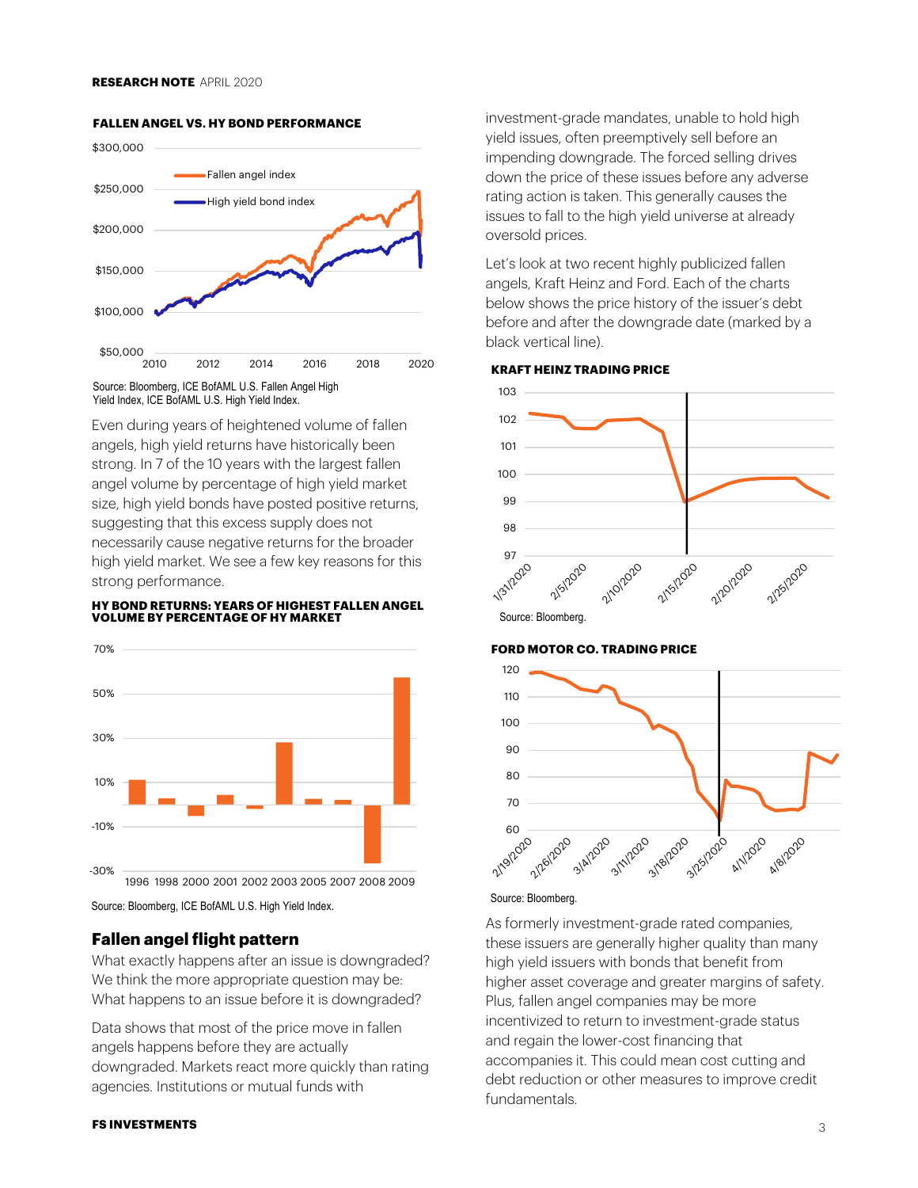**FALLEN ANGEL VS. HY BOND PERFORMANCE**

Source: Bloomberg, ICE BofAML U.S. Fallen Angel High Yield Index, ICE BofAML U.S. High Yield Index.

Even during years of heightened volume of fallen angels, high yield returns have historically been strong. In 7 of the 10 years with the largest fallen angel volume by percentage of high yield market size, high yield bonds have posted positive returns, suggesting that this excess supply does not necessarily cause negative returns for the broader high yield market. We see a few key reasons for this strong performance.

**HY BOND RETURNS: YEARS OF HIGHEST FALLEN ANGEL VOLUME BY PERCENTAGE OF HY MARKET**

Source: Bloomberg, ICE BofAML U.S. High Yield Index.

## Fallen angel flight pattern

What exactly happens after an issue is downgraded? We think the more appropriate question may be: What happens to an issue before it is downgraded?

Data shows that most of the price move in fallen angels happens before they are actually downgraded. Markets react more quickly than rating agencies. Institutions or mutual funds with investment-grade mandates, unable to hold high yield issues, often preemptively sell before an impending downgrade. The forced selling drives down the price of these issues before any adverse rating action is taken. This generally causes the issues to fall to the high yield universe at already oversold prices.

Let's look at two recent highly publicized fallen angels, Kraft Heinz and Ford. Each of the charts below shows the price history of the issuer's debt before and after the downgrade date (marked by a black vertical line).

**KRAFT HEINZ TRADING PRICE**

Source: Bloomberg.

**FORD MOTOR CO. TRADING PRICE**

Source: Bloomberg.

As formerly investment-grade rated companies, these issuers are generally higher quality than many high yield issuers with bonds that benefit from higher asset coverage and greater margins of safety. Plus, fallen angel companies may be more incentivized to return to investment-grade status and regain the lower-cost financing that accompanies it. This could mean cost cutting and debt reduction or other measures to improve credit fundamentals.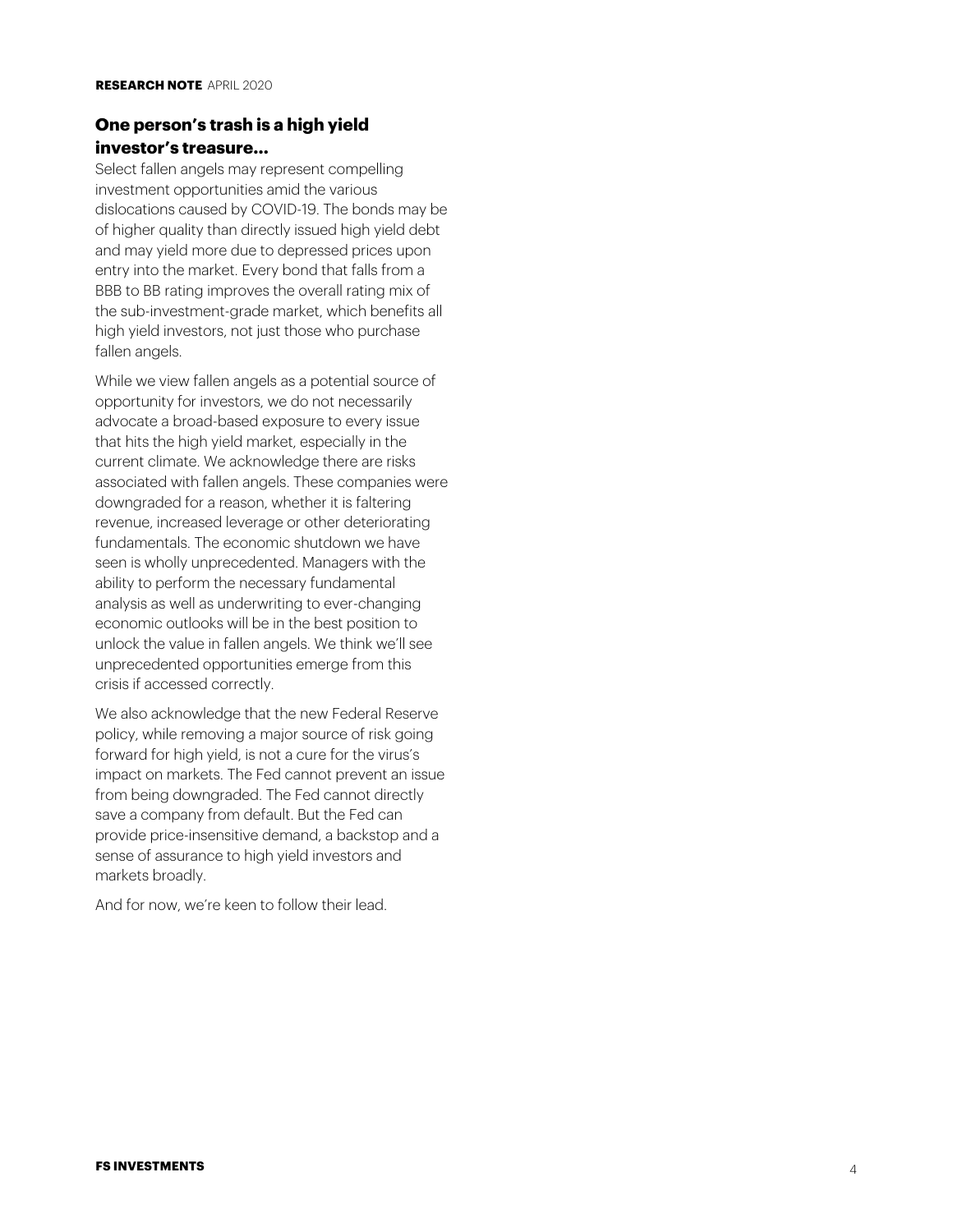## One person's trash is a high yield investor's treasure...

Select fallen angels may represent compelling investment opportunities amid the various dislocations caused by COVID-19. The bonds may be of higher quality than directly issued high yield debt and may yield more due to depressed prices upon entry into the market. Every bond that falls from a BBB to BB rating improves the overall rating mix of the sub-investment-grade market, which benefits all high yield investors, not just those who purchase fallen angels.

While we view fallen angels as a potential source of opportunity for investors, we do not necessarily advocate a broad-based exposure to every issue that hits the high yield market, especially in the current climate. We acknowledge there are risks associated with fallen angels. These companies were downgraded for a reason, whether it is faltering revenue, increased leverage or other deteriorating fundamentals. The economic shutdown we have seen is wholly unprecedented. Managers with the ability to perform the necessary fundamental analysis as well as underwriting to ever-changing economic outlooks will be in the best position to unlock the value in fallen angels. We think we'll see unprecedented opportunities emerge from this crisis if accessed correctly.

We also acknowledge that the new Federal Reserve policy, while removing a major source of risk going forward for high yield, is not a cure for the virus's impact on markets. The Fed cannot prevent an issue from being downgraded. The Fed cannot directly save a company from default. But the Fed can provide price-insensitive demand, a backstop and a sense of assurance to high yield investors and markets broadly.

And for now, we're keen to follow their lead.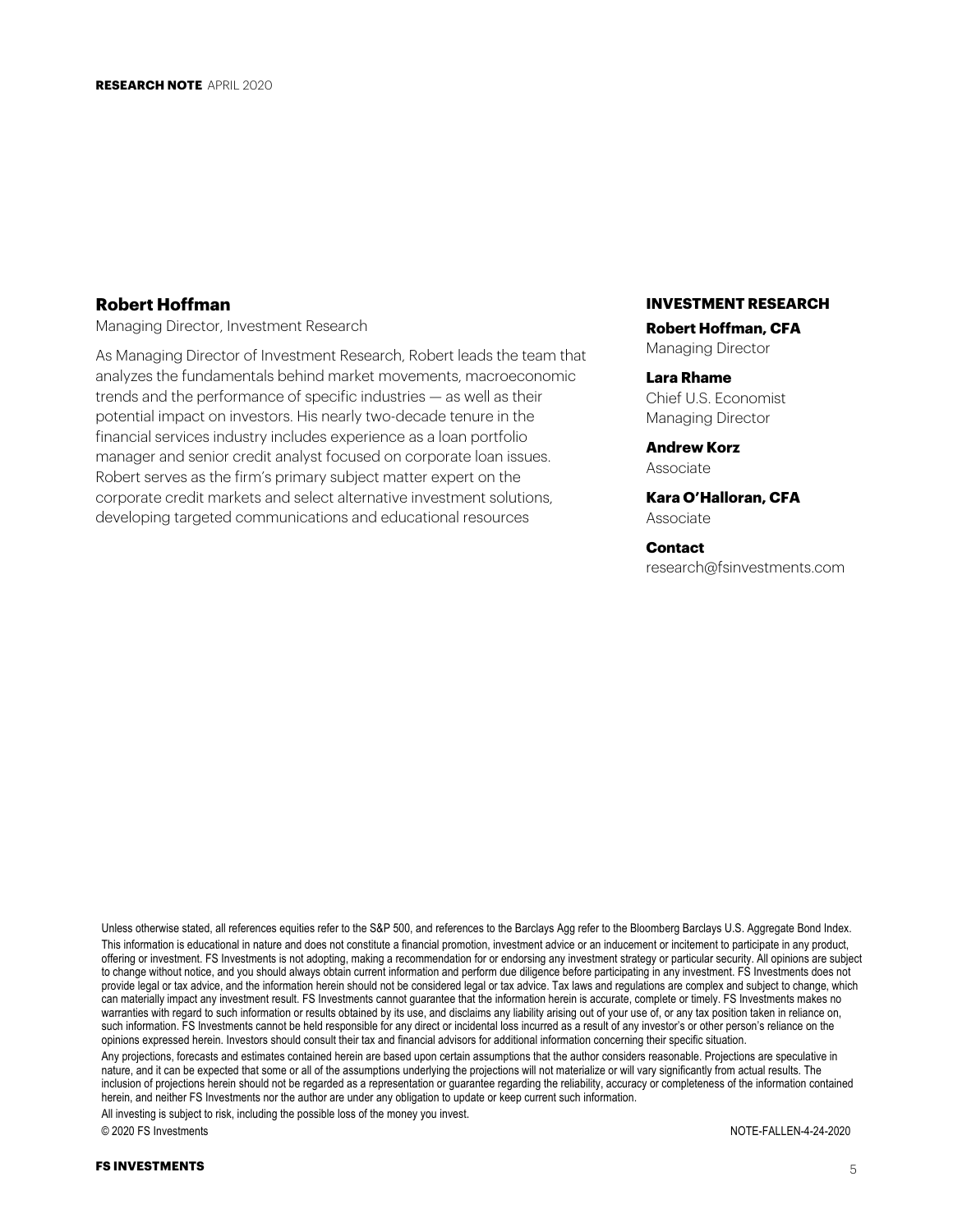**RESEARCH NOTE** APRIL 2020

## Robert Hoffman

Managing Director, Investment Research

As Managing Director of Investment Research, Robert leads the team that analyzes the fundamentals behind market movements, macroeconomic trends and the performance of specific industries — as well as their potential impact on investors. His nearly two-decade tenure in the financial services industry includes experience as a loan portfolio manager and senior credit analyst focused on corporate loan issues. Robert serves as the firm's primary subject matter expert on the corporate credit markets and select alternative investment solutions, developing targeted communications and educational resources

## INVESTMENT RESEARCH

**Robert Hoffman, CFA**
Managing Director

**Lara Rhame**
Chief U.S. Economist
Managing Director

**Andrew Korz**
Associate

**Kara O'Halloran, CFA**
Associate

**Contact**
research@fsinvestments.com

Unless otherwise stated, all references equities refer to the S&P 500, and references to the Barclays Agg refer to the Bloomberg Barclays U.S. Aggregate Bond Index.

This information is educational in nature and does not constitute a financial promotion, investment advice or an inducement or incitement to participate in any product, offering or investment. FS Investments is not adopting, making a recommendation for or endorsing any investment strategy or particular security. All opinions are subject to change without notice, and you should always obtain current information and perform due diligence before participating in any investment. FS Investments does not provide legal or tax advice, and the information herein should not be considered legal or tax advice. Tax laws and regulations are complex and subject to change, which can materially impact any investment result. FS Investments cannot guarantee that the information herein is accurate, complete or timely. FS Investments makes no warranties with regard to such information or results obtained by its use, and disclaims any liability arising out of your use of, or any tax position taken in reliance on, such information. FS Investments cannot be held responsible for any direct or incidental loss incurred as a result of any investor's or other person's reliance on the opinions expressed herein. Investors should consult their tax and financial advisors for additional information concerning their specific situation.

Any projections, forecasts and estimates contained herein are based upon certain assumptions that the author considers reasonable. Projections are speculative in nature, and it can be expected that some or all of the assumptions underlying the projections will not materialize or will vary significantly from actual results. The inclusion of projections herein should not be regarded as a representation or guarantee regarding the reliability, accuracy or completeness of the information contained herein, and neither FS Investments nor the author are under any obligation to update or keep current such information.

All investing is subject to risk, including the possible loss of the money you invest.

© 2020 FS Investments

NOTE-FALLEN-4-24-2020